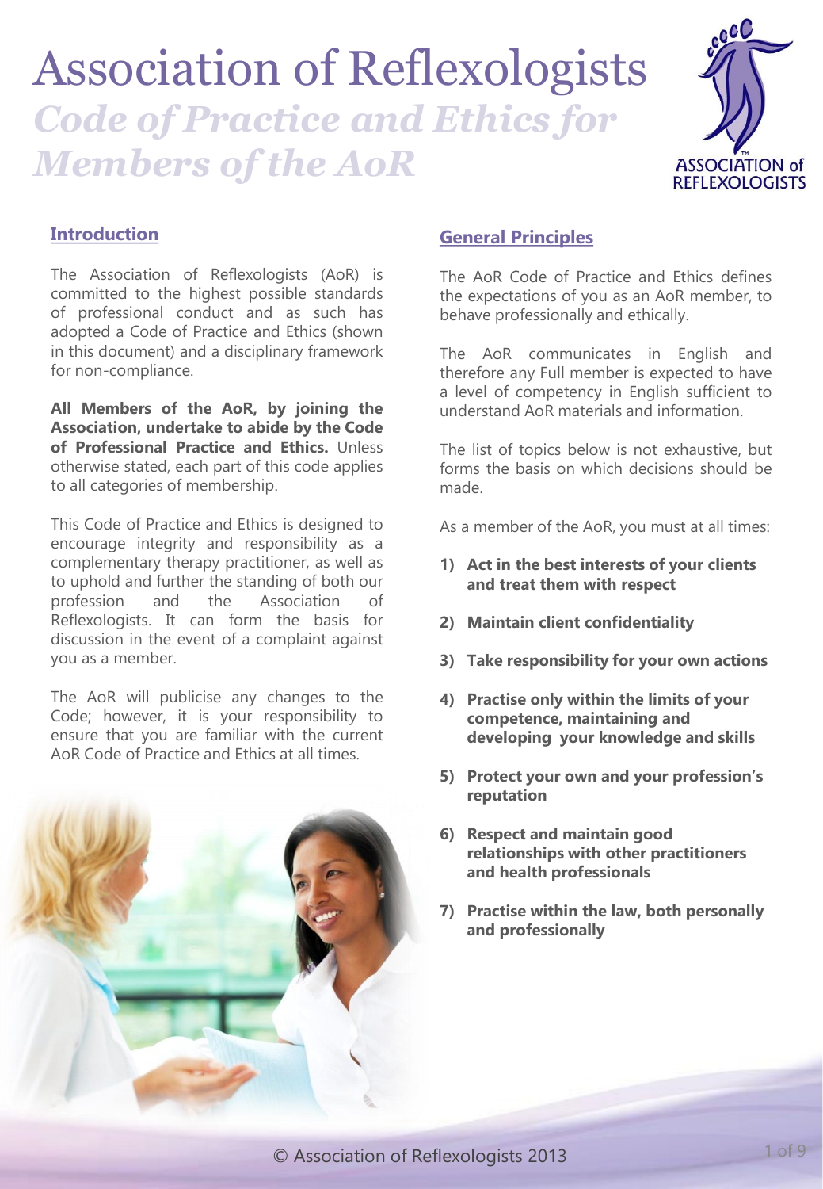# Association of Reflexologists

## *Code of Practice and Ethics for Members of the AoR*

### Introduction

The Association of Reflexologists (AoR) is committed to the highest possible standards of professional conduct and as such has adopted a Code of Practice and Ethics (shown in this document) and a disciplinary framework for non-compliance.

**All Members of the AoR, by joining the Association, undertake to abide by the Code of Professional Practice and Ethics.** Unless otherwise stated, each part of this code applies to all categories of membership.

This Code of Practice and Ethics is designed to encourage integrity and responsibility as a complementary therapy practitioner, as well as to uphold and further the standing of both our profession and the Association of Reflexologists. It can form the basis for discussion in the event of a complaint against you as a member.

The AoR will publicise any changes to the Code; however, it is your responsibility to ensure that you are familiar with the current AoR Code of Practice and Ethics at all times.

### General Principles

The AoR Code of Practice and Ethics defines the expectations of you as an AoR member, to behave professionally and ethically.

The AoR communicates in English and therefore any Full member is expected to have a level of competency in English sufficient to understand AoR materials and information.

The list of topics below is not exhaustive, but forms the basis on which decisions should be made.

As a member of the AoR, you must at all times:

1) **Act in the best interests of your clients and treat them with respect**
2) **Maintain client confidentiality**
3) **Take responsibility for your own actions**
4) **Practise only within the limits of your competence, maintaining and developing your knowledge and skills**
5) **Protect your own and your profession's reputation**
6) **Respect and maintain good relationships with other practitioners and health professionals**
7) **Practise within the law, both personally and professionally**

© Association of Reflexologists 2013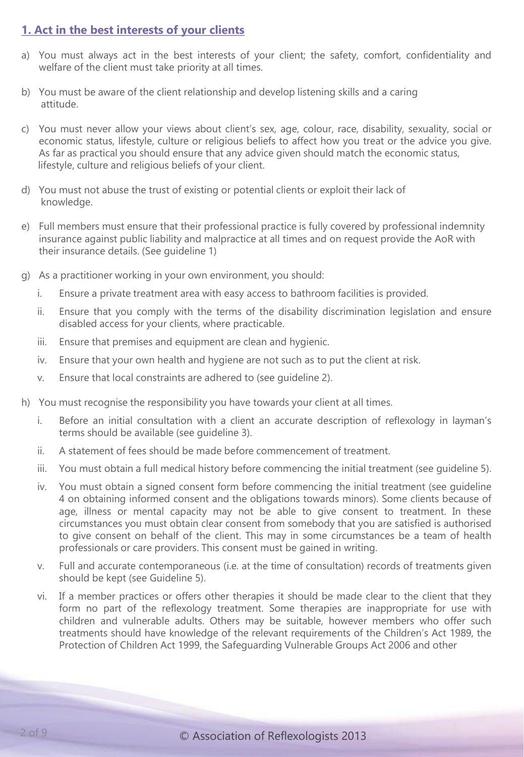## 1. Act in the best interests of your clients

a) You must always act in the best interests of your client; the safety, comfort, confidentiality and welfare of the client must take priority at all times.

b) You must be aware of the client relationship and develop listening skills and a caring attitude.

c) You must never allow your views about client's sex, age, colour, race, disability, sexuality, social or economic status, lifestyle, culture or religious beliefs to affect how you treat or the advice you give. As far as practical you should ensure that any advice given should match the economic status, lifestyle, culture and religious beliefs of your client.

d) You must not abuse the trust of existing or potential clients or exploit their lack of knowledge.

e) Full members must ensure that their professional practice is fully covered by professional indemnity insurance against public liability and malpractice at all times and on request provide the AoR with their insurance details. (See guideline 1)

g) As a practitioner working in your own environment, you should:

   i. Ensure a private treatment area with easy access to bathroom facilities is provided.

   ii. Ensure that you comply with the terms of the disability discrimination legislation and ensure disabled access for your clients, where practicable.

   iii. Ensure that premises and equipment are clean and hygienic.

   iv. Ensure that your own health and hygiene are not such as to put the client at risk.

   v. Ensure that local constraints are adhered to (see guideline 2).

h) You must recognise the responsibility you have towards your client at all times.

   i. Before an initial consultation with a client an accurate description of reflexology in layman's terms should be available (see guideline 3).

   ii. A statement of fees should be made before commencement of treatment.

   iii. You must obtain a full medical history before commencing the initial treatment (see guideline 5).

   iv. You must obtain a signed consent form before commencing the initial treatment (see guideline 4 on obtaining informed consent and the obligations towards minors). Some clients because of age, illness or mental capacity may not be able to give consent to treatment. In these circumstances you must obtain clear consent from somebody that you are satisfied is authorised to give consent on behalf of the client. This may in some circumstances be a team of health professionals or care providers. This consent must be gained in writing.

   v. Full and accurate contemporaneous (i.e. at the time of consultation) records of treatments given should be kept (see Guideline 5).

   vi. If a member practices or offers other therapies it should be made clear to the client that they form no part of the reflexology treatment. Some therapies are inappropriate for use with children and vulnerable adults. Others may be suitable, however members who offer such treatments should have knowledge of the relevant requirements of the Children's Act 1989, the Protection of Children Act 1999, the Safeguarding Vulnerable Groups Act 2006 and other

© Association of Reflexologists 2013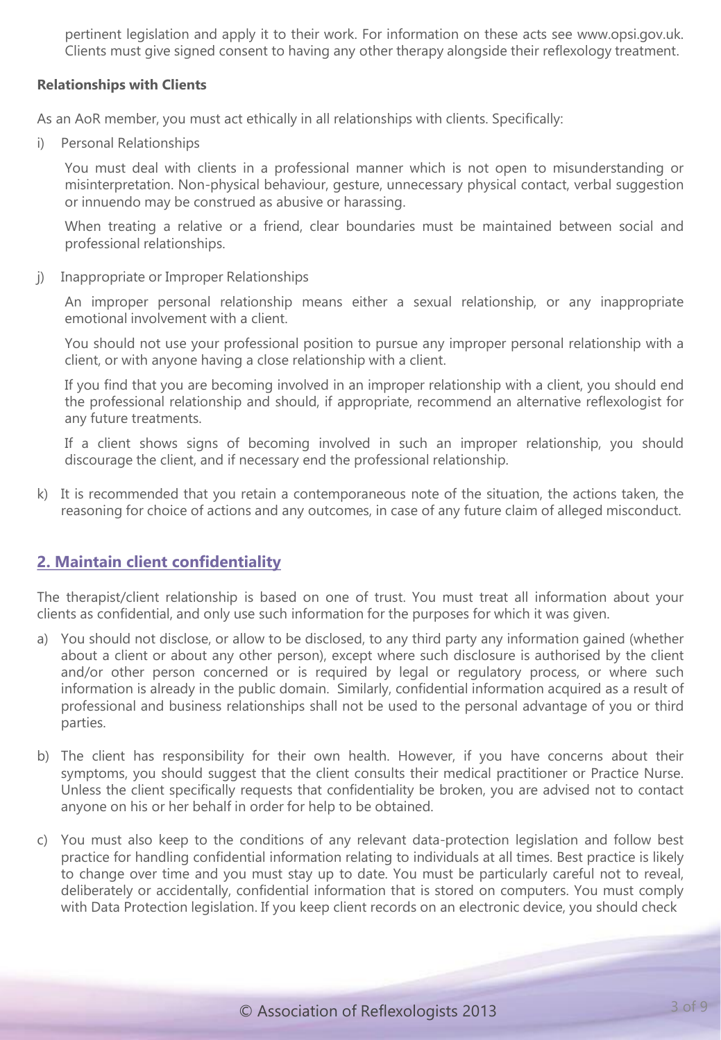pertinent legislation and apply it to their work. For information on these acts see www.opsi.gov.uk. Clients must give signed consent to having any other therapy alongside their reflexology treatment.

**Relationships with Clients**

As an AoR member, you must act ethically in all relationships with clients. Specifically:

i) Personal Relationships

   You must deal with clients in a professional manner which is not open to misunderstanding or misinterpretation. Non-physical behaviour, gesture, unnecessary physical contact, verbal suggestion or innuendo may be construed as abusive or harassing.

   When treating a relative or a friend, clear boundaries must be maintained between social and professional relationships.

j) Inappropriate or Improper Relationships

   An improper personal relationship means either a sexual relationship, or any inappropriate emotional involvement with a client.

   You should not use your professional position to pursue any improper personal relationship with a client, or with anyone having a close relationship with a client.

   If you find that you are becoming involved in an improper relationship with a client, you should end the professional relationship and should, if appropriate, recommend an alternative reflexologist for any future treatments.

   If a client shows signs of becoming involved in such an improper relationship, you should discourage the client, and if necessary end the professional relationship.

k) It is recommended that you retain a contemporaneous note of the situation, the actions taken, the reasoning for choice of actions and any outcomes, in case of any future claim of alleged misconduct.

## 2. Maintain client confidentiality

The therapist/client relationship is based on one of trust. You must treat all information about your clients as confidential, and only use such information for the purposes for which it was given.

a) You should not disclose, or allow to be disclosed, to any third party any information gained (whether about a client or about any other person), except where such disclosure is authorised by the client and/or other person concerned or is required by legal or regulatory process, or where such information is already in the public domain. Similarly, confidential information acquired as a result of professional and business relationships shall not be used to the personal advantage of you or third parties.

b) The client has responsibility for their own health. However, if you have concerns about their symptoms, you should suggest that the client consults their medical practitioner or Practice Nurse. Unless the client specifically requests that confidentiality be broken, you are advised not to contact anyone on his or her behalf in order for help to be obtained.

c) You must also keep to the conditions of any relevant data-protection legislation and follow best practice for handling confidential information relating to individuals at all times. Best practice is likely to change over time and you must stay up to date. You must be particularly careful not to reveal, deliberately or accidentally, confidential information that is stored on computers. You must comply with Data Protection legislation. If you keep client records on an electronic device, you should check

© Association of Reflexologists 2013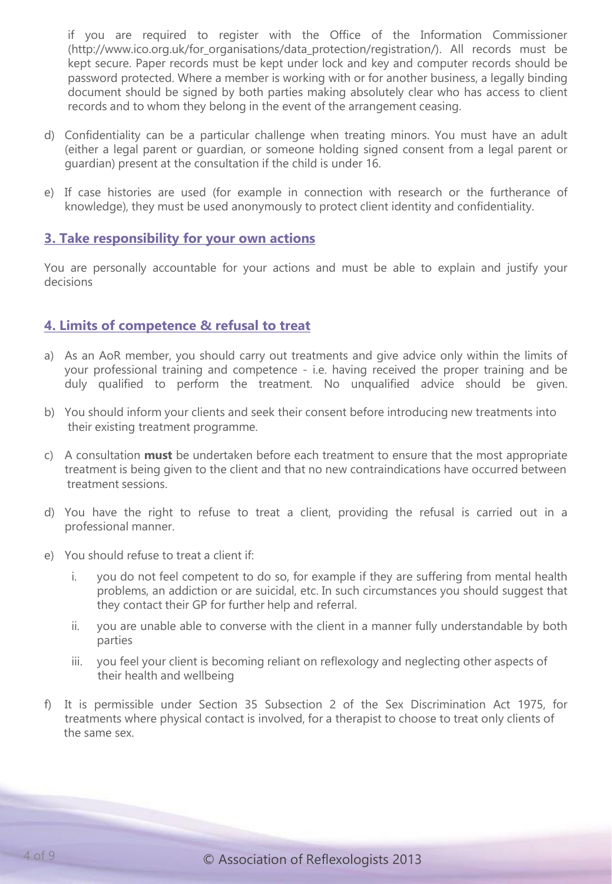if you are required to register with the Office of the Information Commissioner (http://www.ico.org.uk/for_organisations/data_protection/registration/). All records must be kept secure. Paper records must be kept under lock and key and computer records should be password protected. Where a member is working with or for another business, a legally binding document should be signed by both parties making absolutely clear who has access to client records and to whom they belong in the event of the arrangement ceasing.

d) Confidentiality can be a particular challenge when treating minors. You must have an adult (either a legal parent or guardian, or someone holding signed consent from a legal parent or guardian) present at the consultation if the child is under 16.

e) If case histories are used (for example in connection with research or the furtherance of knowledge), they must be used anonymously to protect client identity and confidentiality.

## 3. Take responsibility for your own actions

You are personally accountable for your actions and must be able to explain and justify your decisions

## 4. Limits of competence & refusal to treat

a) As an AoR member, you should carry out treatments and give advice only within the limits of your professional training and competence - i.e. having received the proper training and be duly qualified to perform the treatment. No unqualified advice should be given.

b) You should inform your clients and seek their consent before introducing new treatments into their existing treatment programme.

c) A consultation **must** be undertaken before each treatment to ensure that the most appropriate treatment is being given to the client and that no new contraindications have occurred between treatment sessions.

d) You have the right to refuse to treat a client, providing the refusal is carried out in a professional manner.

e) You should refuse to treat a client if:

   i. you do not feel competent to do so, for example if they are suffering from mental health problems, an addiction or are suicidal, etc. In such circumstances you should suggest that they contact their GP for further help and referral.

   ii. you are unable able to converse with the client in a manner fully understandable by both parties

   iii. you feel your client is becoming reliant on reflexology and neglecting other aspects of their health and wellbeing

f) It is permissible under Section 35 Subsection 2 of the Sex Discrimination Act 1975, for treatments where physical contact is involved, for a therapist to choose to treat only clients of the same sex.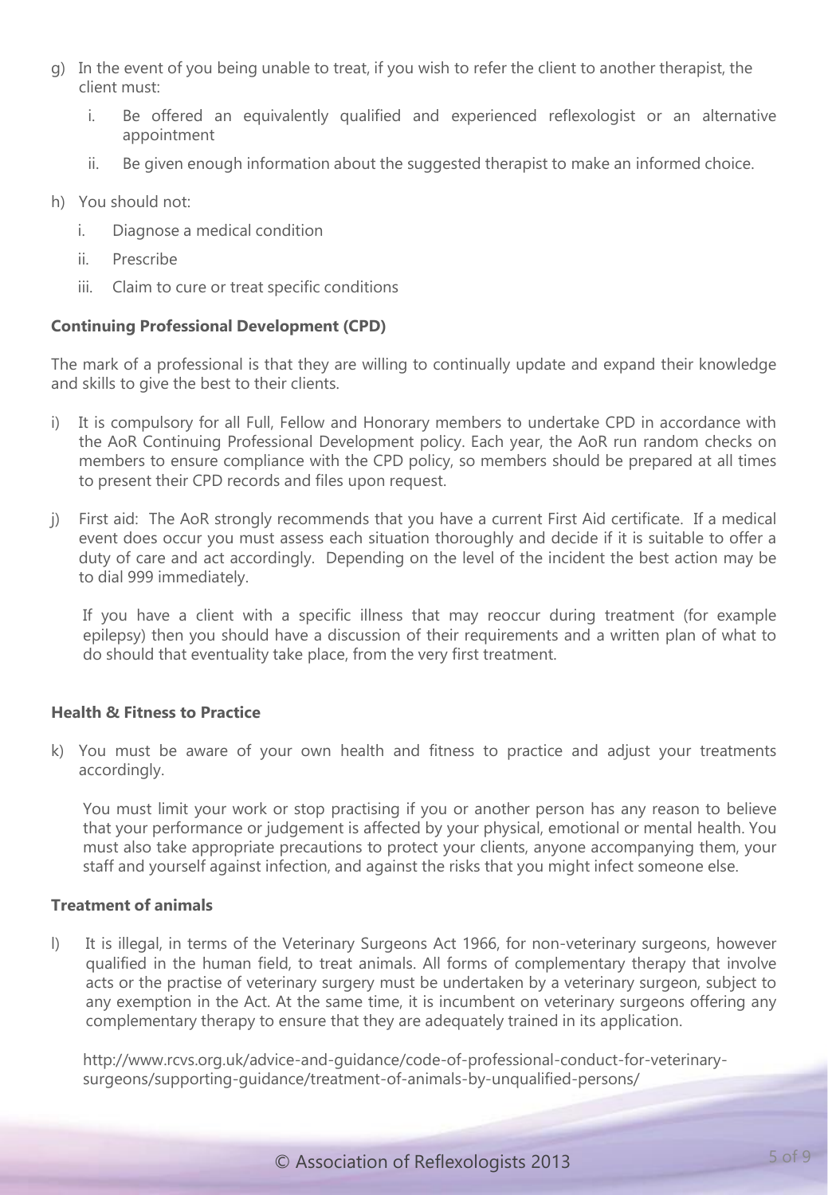g) In the event of you being unable to treat, if you wish to refer the client to another therapist, the client must:

   i. Be offered an equivalently qualified and experienced reflexologist or an alternative appointment

   ii. Be given enough information about the suggested therapist to make an informed choice.

h) You should not:

   i. Diagnose a medical condition

   ii. Prescribe

   iii. Claim to cure or treat specific conditions

**Continuing Professional Development (CPD)**

The mark of a professional is that they are willing to continually update and expand their knowledge and skills to give the best to their clients.

i) It is compulsory for all Full, Fellow and Honorary members to undertake CPD in accordance with the AoR Continuing Professional Development policy. Each year, the AoR run random checks on members to ensure compliance with the CPD policy, so members should be prepared at all times to present their CPD records and files upon request.

j) First aid: The AoR strongly recommends that you have a current First Aid certificate. If a medical event does occur you must assess each situation thoroughly and decide if it is suitable to offer a duty of care and act accordingly. Depending on the level of the incident the best action may be to dial 999 immediately.

   If you have a client with a specific illness that may reoccur during treatment (for example epilepsy) then you should have a discussion of their requirements and a written plan of what to do should that eventuality take place, from the very first treatment.

**Health & Fitness to Practice**

k) You must be aware of your own health and fitness to practice and adjust your treatments accordingly.

   You must limit your work or stop practising if you or another person has any reason to believe that your performance or judgement is affected by your physical, emotional or mental health. You must also take appropriate precautions to protect your clients, anyone accompanying them, your staff and yourself against infection, and against the risks that you might infect someone else.

**Treatment of animals**

l) It is illegal, in terms of the Veterinary Surgeons Act 1966, for non-veterinary surgeons, however qualified in the human field, to treat animals. All forms of complementary therapy that involve acts or the practise of veterinary surgery must be undertaken by a veterinary surgeon, subject to any exemption in the Act. At the same time, it is incumbent on veterinary surgeons offering any complementary therapy to ensure that they are adequately trained in its application.

   http://www.rcvs.org.uk/advice-and-guidance/code-of-professional-conduct-for-veterinary-surgeons/supporting-guidance/treatment-of-animals-by-unqualified-persons/

© Association of Reflexologists 2013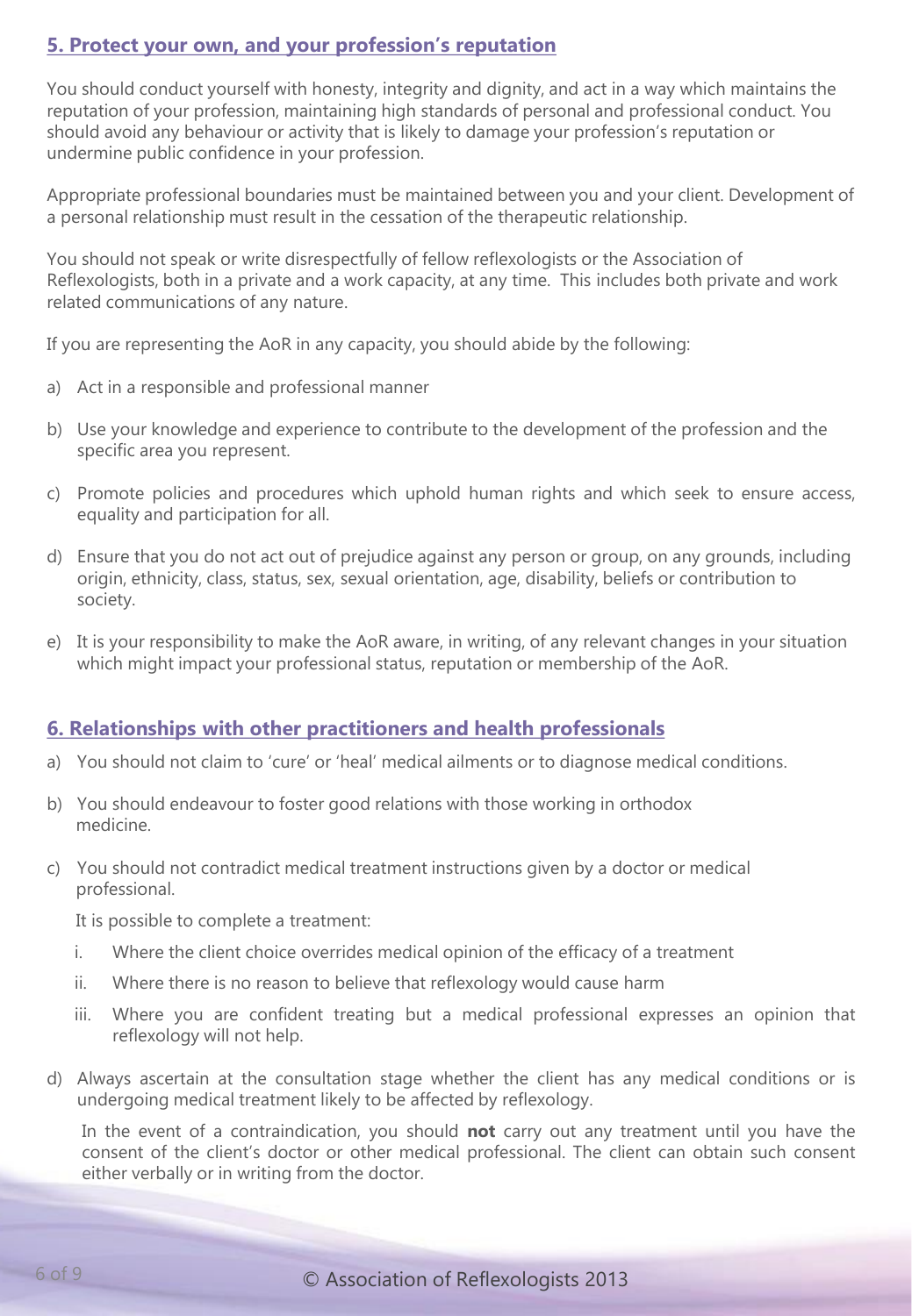## 5. Protect your own, and your profession's reputation

You should conduct yourself with honesty, integrity and dignity, and act in a way which maintains the reputation of your profession, maintaining high standards of personal and professional conduct. You should avoid any behaviour or activity that is likely to damage your profession's reputation or undermine public confidence in your profession.

Appropriate professional boundaries must be maintained between you and your client. Development of a personal relationship must result in the cessation of the therapeutic relationship.

You should not speak or write disrespectfully of fellow reflexologists or the Association of Reflexologists, both in a private and a work capacity, at any time. This includes both private and work related communications of any nature.

If you are representing the AoR in any capacity, you should abide by the following:

a) Act in a responsible and professional manner

b) Use your knowledge and experience to contribute to the development of the profession and the specific area you represent.

c) Promote policies and procedures which uphold human rights and which seek to ensure access, equality and participation for all.

d) Ensure that you do not act out of prejudice against any person or group, on any grounds, including origin, ethnicity, class, status, sex, sexual orientation, age, disability, beliefs or contribution to society.

e) It is your responsibility to make the AoR aware, in writing, of any relevant changes in your situation which might impact your professional status, reputation or membership of the AoR.

## 6. Relationships with other practitioners and health professionals

a) You should not claim to 'cure' or 'heal' medical ailments or to diagnose medical conditions.

b) You should endeavour to foster good relations with those working in orthodox medicine.

c) You should not contradict medical treatment instructions given by a doctor or medical professional.

   It is possible to complete a treatment:

   i. Where the client choice overrides medical opinion of the efficacy of a treatment

   ii. Where there is no reason to believe that reflexology would cause harm

   iii. Where you are confident treating but a medical professional expresses an opinion that reflexology will not help.

d) Always ascertain at the consultation stage whether the client has any medical conditions or is undergoing medical treatment likely to be affected by reflexology.

   In the event of a contraindication, you should **not** carry out any treatment until you have the consent of the client's doctor or other medical professional. The client can obtain such consent either verbally or in writing from the doctor.

© Association of Reflexologists 2013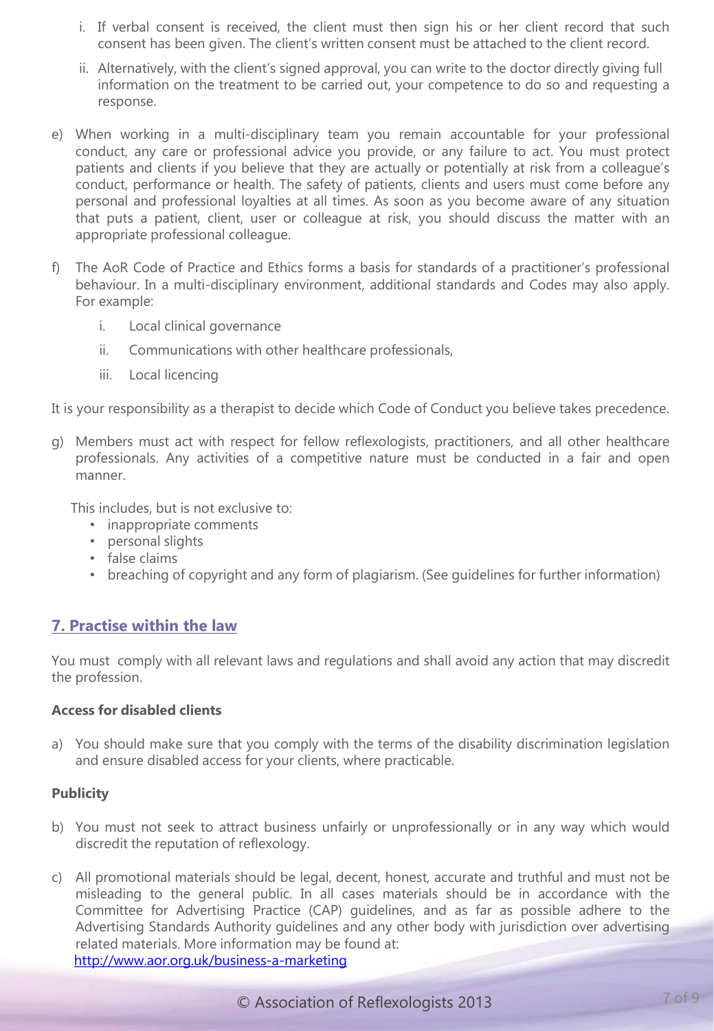i. If verbal consent is received, the client must then sign his or her client record that such consent has been given. The client's written consent must be attached to the client record.

ii. Alternatively, with the client's signed approval, you can write to the doctor directly giving full information on the treatment to be carried out, your competence to do so and requesting a response.

e) When working in a multi-disciplinary team you remain accountable for your professional conduct, any care or professional advice you provide, or any failure to act. You must protect patients and clients if you believe that they are actually or potentially at risk from a colleague's conduct, performance or health. The safety of patients, clients and users must come before any personal and professional loyalties at all times. As soon as you become aware of any situation that puts a patient, client, user or colleague at risk, you should discuss the matter with an appropriate professional colleague.

f) The AoR Code of Practice and Ethics forms a basis for standards of a practitioner's professional behaviour. In a multi-disciplinary environment, additional standards and Codes may also apply. For example:

   i. Local clinical governance

   ii. Communications with other healthcare professionals,

   iii. Local licencing

It is your responsibility as a therapist to decide which Code of Conduct you believe takes precedence.

g) Members must act with respect for fellow reflexologists, practitioners, and all other healthcare professionals. Any activities of a competitive nature must be conducted in a fair and open manner.

   This includes, but is not exclusive to:

   - inappropriate comments
   - personal slights
   - false claims
   - breaching of copyright and any form of plagiarism. (See guidelines for further information)

## 7. Practise within the law

You must comply with all relevant laws and regulations and shall avoid any action that may discredit the profession.

**Access for disabled clients**

a) You should make sure that you comply with the terms of the disability discrimination legislation and ensure disabled access for your clients, where practicable.

**Publicity**

b) You must not seek to attract business unfairly or unprofessionally or in any way which would discredit the reputation of reflexology.

c) All promotional materials should be legal, decent, honest, accurate and truthful and must not be misleading to the general public. In all cases materials should be in accordance with the Committee for Advertising Practice (CAP) guidelines, and as far as possible adhere to the Advertising Standards Authority guidelines and any other body with jurisdiction over advertising related materials. More information may be found at: http://www.aor.org.uk/business-a-marketing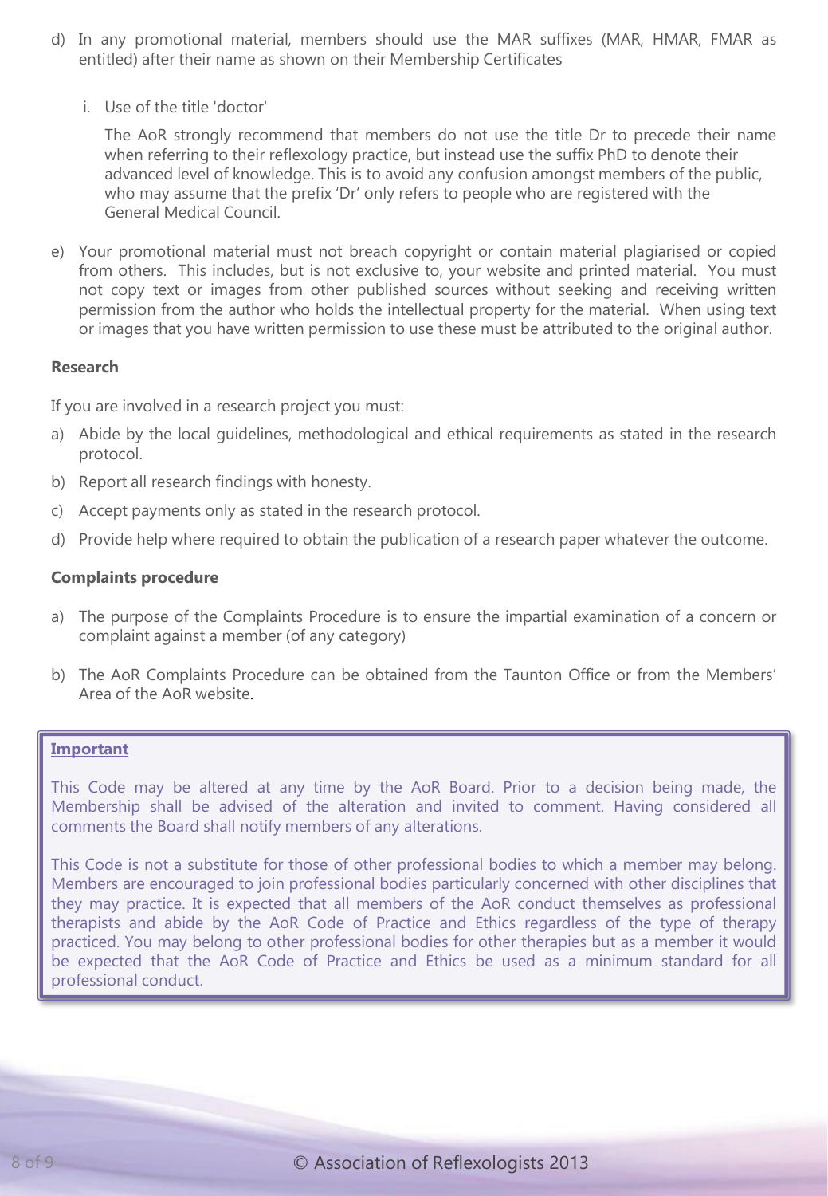d) In any promotional material, members should use the MAR suffixes (MAR, HMAR, FMAR as entitled) after their name as shown on their Membership Certificates

   i. Use of the title 'doctor'

   The AoR strongly recommend that members do not use the title Dr to precede their name when referring to their reflexology practice, but instead use the suffix PhD to denote their advanced level of knowledge. This is to avoid any confusion amongst members of the public, who may assume that the prefix 'Dr' only refers to people who are registered with the General Medical Council.

e) Your promotional material must not breach copyright or contain material plagiarised or copied from others. This includes, but is not exclusive to, your website and printed material. You must not copy text or images from other published sources without seeking and receiving written permission from the author who holds the intellectual property for the material. When using text or images that you have written permission to use these must be attributed to the original author.

**Research**

If you are involved in a research project you must:

a) Abide by the local guidelines, methodological and ethical requirements as stated in the research protocol.

b) Report all research findings with honesty.

c) Accept payments only as stated in the research protocol.

d) Provide help where required to obtain the publication of a research paper whatever the outcome.

**Complaints procedure**

a) The purpose of the Complaints Procedure is to ensure the impartial examination of a concern or complaint against a member (of any category)

b) The AoR Complaints Procedure can be obtained from the Taunton Office or from the Members' Area of the AoR website.

**Important**

This Code may be altered at any time by the AoR Board. Prior to a decision being made, the Membership shall be advised of the alteration and invited to comment. Having considered all comments the Board shall notify members of any alterations.

This Code is not a substitute for those of other professional bodies to which a member may belong. Members are encouraged to join professional bodies particularly concerned with other disciplines that they may practice. It is expected that all members of the AoR conduct themselves as professional therapists and abide by the AoR Code of Practice and Ethics regardless of the type of therapy practiced. You may belong to other professional bodies for other therapies but as a member it would be expected that the AoR Code of Practice and Ethics be used as a minimum standard for all professional conduct.

© Association of Reflexologists 2013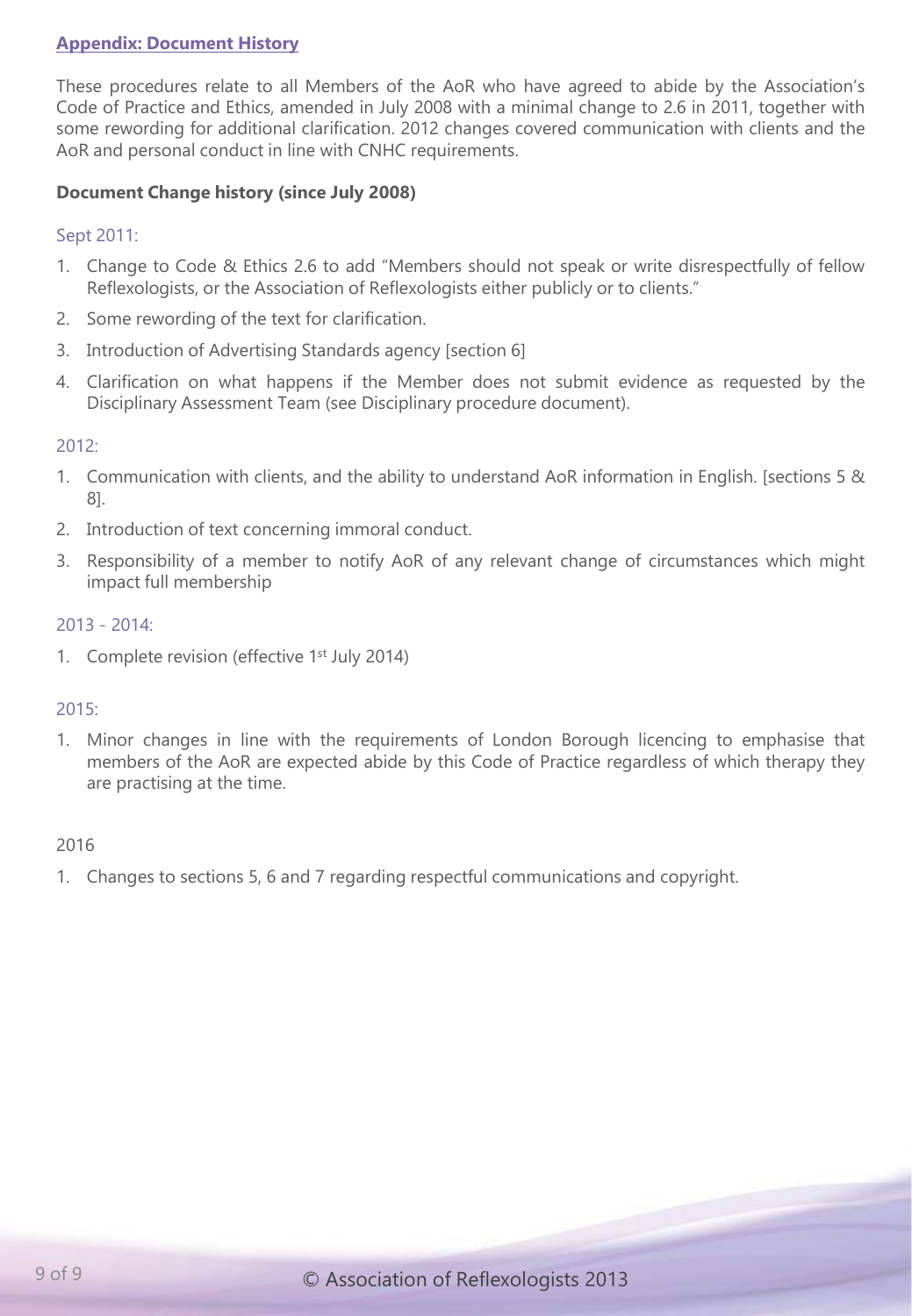## Appendix: Document History

These procedures relate to all Members of the AoR who have agreed to abide by the Association's Code of Practice and Ethics, amended in July 2008 with a minimal change to 2.6 in 2011, together with some rewording for additional clarification. 2012 changes covered communication with clients and the AoR and personal conduct in line with CNHC requirements.

**Document Change history (since July 2008)**

### Sept 2011:

1. Change to Code & Ethics 2.6 to add "Members should not speak or write disrespectfully of fellow Reflexologists, or the Association of Reflexologists either publicly or to clients."
2. Some rewording of the text for clarification.
3. Introduction of Advertising Standards agency [section 6]
4. Clarification on what happens if the Member does not submit evidence as requested by the Disciplinary Assessment Team (see Disciplinary procedure document).

### 2012:

1. Communication with clients, and the ability to understand AoR information in English. [sections 5 & 8].
2. Introduction of text concerning immoral conduct.
3. Responsibility of a member to notify AoR of any relevant change of circumstances which might impact full membership

### 2013 - 2014:

1. Complete revision (effective 1st July 2014)

### 2015:

1. Minor changes in line with the requirements of London Borough licencing to emphasise that members of the AoR are expected abide by this Code of Practice regardless of which therapy they are practising at the time.

### 2016

1. Changes to sections 5, 6 and 7 regarding respectful communications and copyright.